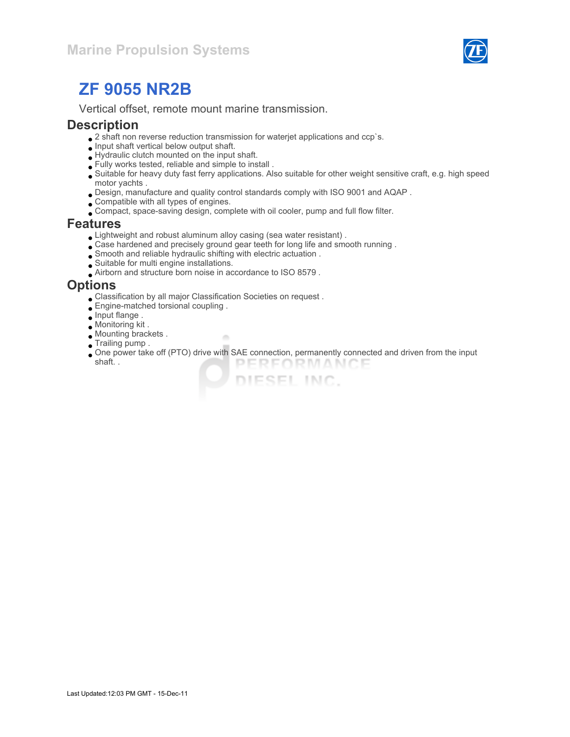Marine Propulsion Systems

# ZF 9055 NR2B

Vertical offset, remote mount marine transmission.

## Description

- 2 shaft non reverse reduction transmission for waterjet applications and ccp`s.
- Input shaft vertical below output shaft.
- Hydraulic clutch mounted on the input shaft.
- Fully works tested, reliable and simple to install .
- Suitable for heavy duty fast ferry applications. Also suitable for other weight sensitive craft, e.g. high speed motor yachts .
- Design, manufacture and quality control standards comply with ISO 9001 and AQAP .
- Compatible with all types of engines.
- Compact, space-saving design, complete with oil cooler, pump and full flow filter.

## Features

- Lightweight and robust aluminum alloy casing (sea water resistant) .
- Case hardened and precisely ground gear teeth for long life and smooth running .
- Smooth and reliable hydraulic shifting with electric actuation .
- Suitable for multi engine installations.
- Airborn and structure born noise in accordance to ISO 8579 .

## Options

- Classification by all major Classification Societies on request .
- Engine-matched torsional coupling .
- Input flange .
- Monitoring kit .
- Mounting brackets .
- Trailing pump .
- One power take off (PTO) drive with SAE connection, permanently connected and driven from the input shaft. .

Last Updated:12:03 PM GMT - 15-Dec-11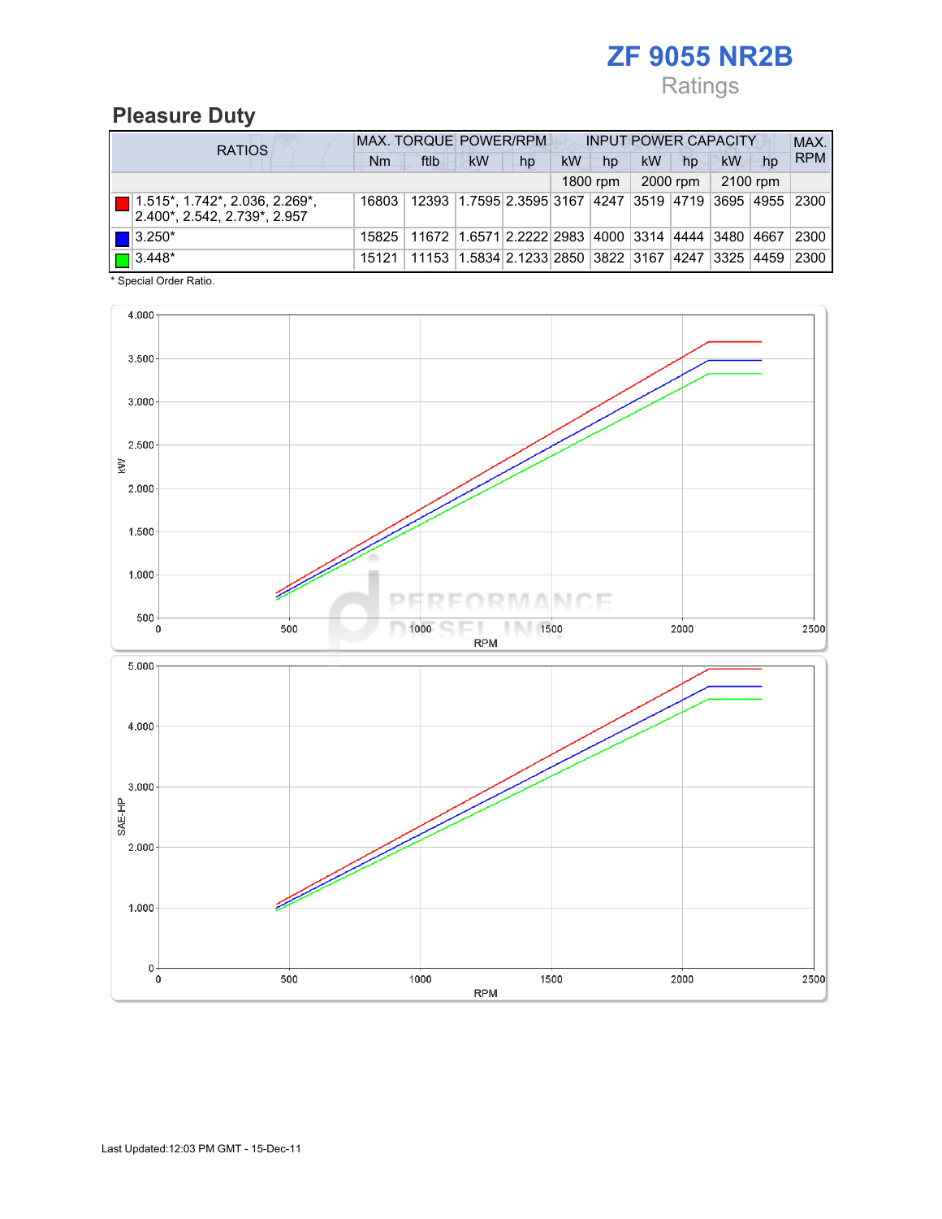# ZF 9055 NR2B

Ratings

## Pleasure Duty

| RATIOS | MAX. TORQUE | | POWER/RPM | | INPUT POWER CAPACITY | | | | | | MAX. RPM |
|---|---|---|---|---|---|---|---|---|---|---|---|
| | Nm | ftlb | kW | hp | kW | hp | kW | hp | kW | hp | |
| | | | | | 1800 rpm | | 2000 rpm | | 2100 rpm | | |
| 1.515*, 1.742*, 2.036, 2.269*, 2.400*, 2.542, 2.739*, 2.957 | 16803 | 12393 | 1.7595 | 2.3595 | 3167 | 4247 | 3519 | 4719 | 3695 | 4955 | 2300 |
| 3.250* | 15825 | 11672 | 1.6571 | 2.2222 | 2983 | 4000 | 3314 | 4444 | 3480 | 4667 | 2300 |
| 3.448* | 15121 | 11153 | 1.5834 | 2.1233 | 2850 | 3822 | 3167 | 4247 | 3325 | 4459 | 2300 |

\* Special Order Ratio.

Last Updated:12:03 PM GMT - 15-Dec-11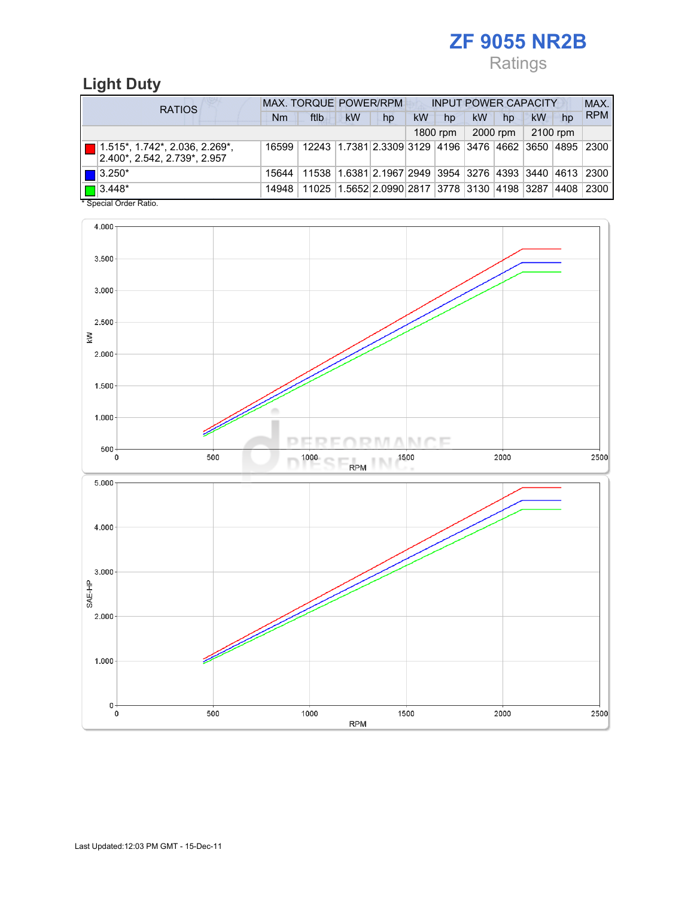# ZF 9055 NR2B

Ratings

## Light Duty

| RATIOS | MAX. TORQUE | | POWER/RPM | | INPUT POWER CAPACITY | | | | | | MAX. RPM |
|---|---|---|---|---|---|---|---|---|---|---|---|
| | Nm | ftlb | kW | hp | kW | hp | kW | hp | kW | hp | |
| | | | | | 1800 rpm | | 2000 rpm | | 2100 rpm | | |
| 1.515*, 1.742*, 2.036, 2.269*, 2.400*, 2.542, 2.739*, 2.957 | 16599 | 12243 | 1.7381 | 2.3309 | 3129 | 4196 | 3476 | 4662 | 3650 | 4895 | 2300 |
| 3.250* | 15644 | 11538 | 1.6381 | 2.1967 | 2949 | 3954 | 3276 | 4393 | 3440 | 4613 | 2300 |
| 3.448* | 14948 | 11025 | 1.5652 | 2.0990 | 2817 | 3778 | 3130 | 4198 | 3287 | 4408 | 2300 |

* Special Order Ratio.

Last Updated:12:03 PM GMT - 15-Dec-11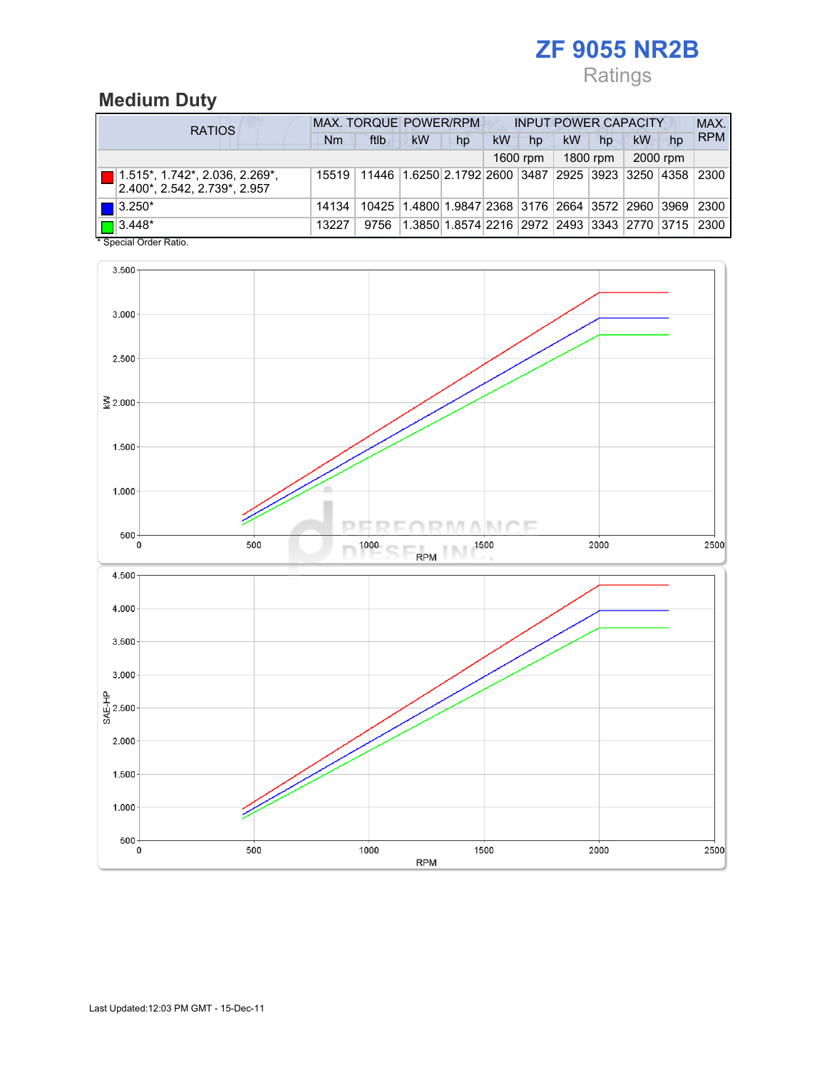# ZF 9055 NR2B

Ratings

## Medium Duty

| RATIOS | MAX. TORQUE | | POWER/RPM | | INPUT POWER CAPACITY | | | | | | MAX. RPM |
|---|---|---|---|---|---|---|---|---|---|---|---|
| | Nm | ftlb | kW | hp | kW | hp | kW | hp | kW | hp | |
| | | | | | 1600 rpm | | 1800 rpm | | 2000 rpm | | |
| 1.515*, 1.742*, 2.036, 2.269*, 2.400*, 2.542, 2.739*, 2.957 | 15519 | 11446 | 1.6250 | 2.1792 | 2600 | 3487 | 2925 | 3923 | 3250 | 4358 | 2300 |
| 3.250* | 14134 | 10425 | 1.4800 | 1.9847 | 2368 | 3176 | 2664 | 3572 | 2960 | 3969 | 2300 |
| 3.448* | 13227 | 9756 | 1.3850 | 1.8574 | 2216 | 2972 | 2493 | 3343 | 2770 | 3715 | 2300 |

\* Special Order Ratio.

Last Updated:12:03 PM GMT - 15-Dec-11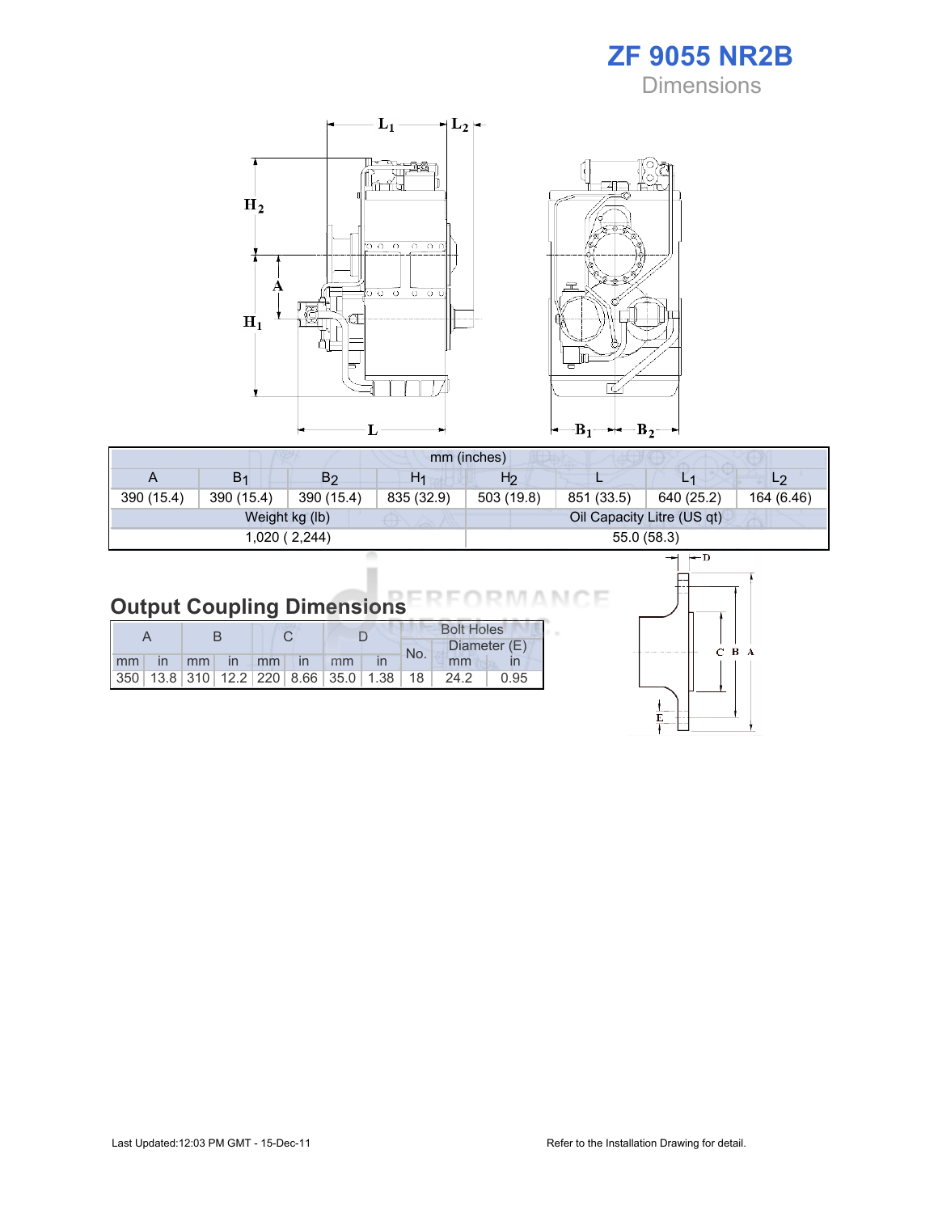# ZF 9055 NR2B

## Dimensions

| mm (inches) | | | | | | | |
|---|---|---|---|---|---|---|---|
| A | $B_1$ | $B_2$ | $H_1$ | $H_2$ | L | $L_1$ | $L_2$ |
| 390 (15.4) | 390 (15.4) | 390 (15.4) | 835 (32.9) | 503 (19.8) | 851 (33.5) | 640 (25.2) | 164 (6.46) |
| Weight kg (lb) | | | | Oil Capacity Litre (US qt) | | | |
| 1,020 ( 2,244) | | | | 55.0 (58.3) | | | |

## Output Coupling Dimensions

| A | | B | | C | | D | | Bolt Holes | | |
|---|---|---|---|---|---|---|---|---|---|---|
| | | | | | | | | No. | Diameter (E) | |
| mm | in | mm | in | mm | in | mm | in | | mm | in |
| 350 | 13.8 | 310 | 12.2 | 220 | 8.66 | 35.0 | 1.38 | 18 | 24.2 | 0.95 |

Last Updated:12:03 PM GMT - 15-Dec-11

Refer to the Installation Drawing for detail.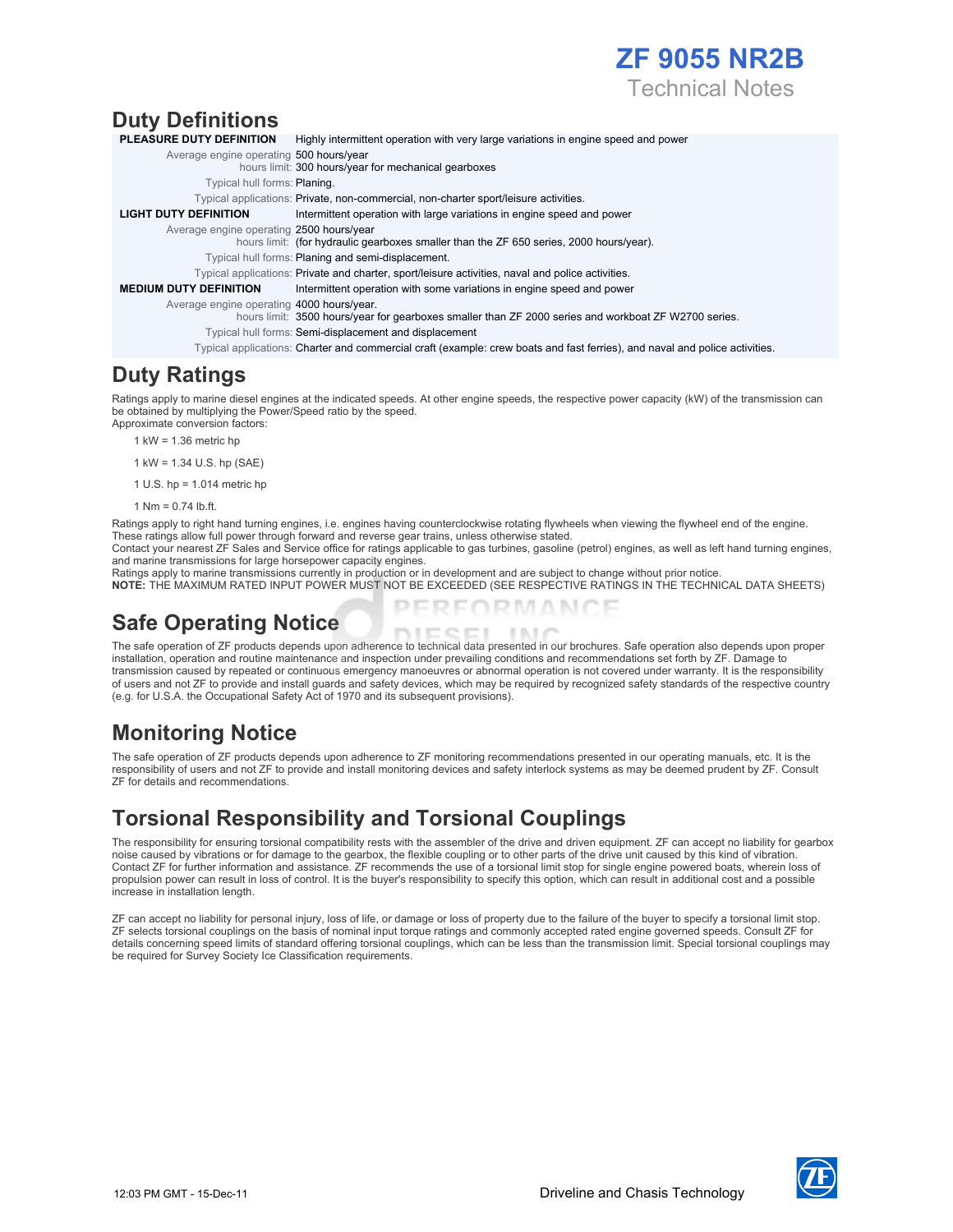# ZF 9055 NR2B
Technical Notes

## Duty Definitions

| | |
|---|---|
| **PLEASURE DUTY DEFINITION** | Highly intermittent operation with very large variations in engine speed and power |
| Average engine operating hours limit: | 500 hours/year<br>300 hours/year for mechanical gearboxes |
| Typical hull forms: | Planing. |
| Typical applications: | Private, non-commercial, non-charter sport/leisure activities. |
| **LIGHT DUTY DEFINITION** | Intermittent operation with large variations in engine speed and power |
| Average engine operating hours limit: | 2500 hours/year<br>(for hydraulic gearboxes smaller than the ZF 650 series, 2000 hours/year). |
| Typical hull forms: | Planing and semi-displacement. |
| Typical applications: | Private and charter, sport/leisure activities, naval and police activities. |
| **MEDIUM DUTY DEFINITION** | Intermittent operation with some variations in engine speed and power |
| Average engine operating hours limit: | 4000 hours/year.<br>3500 hours/year for gearboxes smaller than ZF 2000 series and workboat ZF W2700 series. |
| Typical hull forms: | Semi-displacement and displacement |
| Typical applications: | Charter and commercial craft (example: crew boats and fast ferries), and naval and police activities. |

## Duty Ratings

Ratings apply to marine diesel engines at the indicated speeds. At other engine speeds, the respective power capacity (kW) of the transmission can be obtained by multiplying the Power/Speed ratio by the speed.
Approximate conversion factors:

1 kW = 1.36 metric hp

1 kW = 1.34 U.S. hp (SAE)

1 U.S. hp = 1.014 metric hp

1 Nm = 0.74 lb.ft.

Ratings apply to right hand turning engines, i.e. engines having counterclockwise rotating flywheels when viewing the flywheel end of the engine. These ratings allow full power through forward and reverse gear trains, unless otherwise stated.
Contact your nearest ZF Sales and Service office for ratings applicable to gas turbines, gasoline (petrol) engines, as well as left hand turning engines, and marine transmissions for large horsepower capacity engines.
Ratings apply to marine transmissions currently in production or in development and are subject to change without prior notice.
**NOTE:** THE MAXIMUM RATED INPUT POWER MUST NOT BE EXCEEDED (SEE RESPECTIVE RATINGS IN THE TECHNICAL DATA SHEETS)

## Safe Operating Notice

The safe operation of ZF products depends upon adherence to technical data presented in our brochures. Safe operation also depends upon proper installation, operation and routine maintenance and inspection under prevailing conditions and recommendations set forth by ZF. Damage to transmission caused by repeated or continuous emergency manoeuvres or abnormal operation is not covered under warranty. It is the responsibility of users and not ZF to provide and install guards and safety devices, which may be required by recognized safety standards of the respective country (e.g. for U.S.A. the Occupational Safety Act of 1970 and its subsequent provisions).

## Monitoring Notice

The safe operation of ZF products depends upon adherence to ZF monitoring recommendations presented in our operating manuals, etc. It is the responsibility of users and not ZF to provide and install monitoring devices and safety interlock systems as may be deemed prudent by ZF. Consult ZF for details and recommendations.

## Torsional Responsibility and Torsional Couplings

The responsibility for ensuring torsional compatibility rests with the assembler of the drive and driven equipment. ZF can accept no liability for gearbox noise caused by vibrations or for damage to the gearbox, the flexible coupling or to other parts of the drive unit caused by this kind of vibration. Contact ZF for further information and assistance. ZF recommends the use of a torsional limit stop for single engine powered boats, wherein loss of propulsion power can result in loss of control. It is the buyer's responsibility to specify this option, which can result in additional cost and a possible increase in installation length.

ZF can accept no liability for personal injury, loss of life, or damage or loss of property due to the failure of the buyer to specify a torsional limit stop. ZF selects torsional couplings on the basis of nominal input torque ratings and commonly accepted rated engine governed speeds. Consult ZF for details concerning speed limits of standard offering torsional couplings, which can be less than the transmission limit. Special torsional couplings may be required for Survey Society Ice Classification requirements.